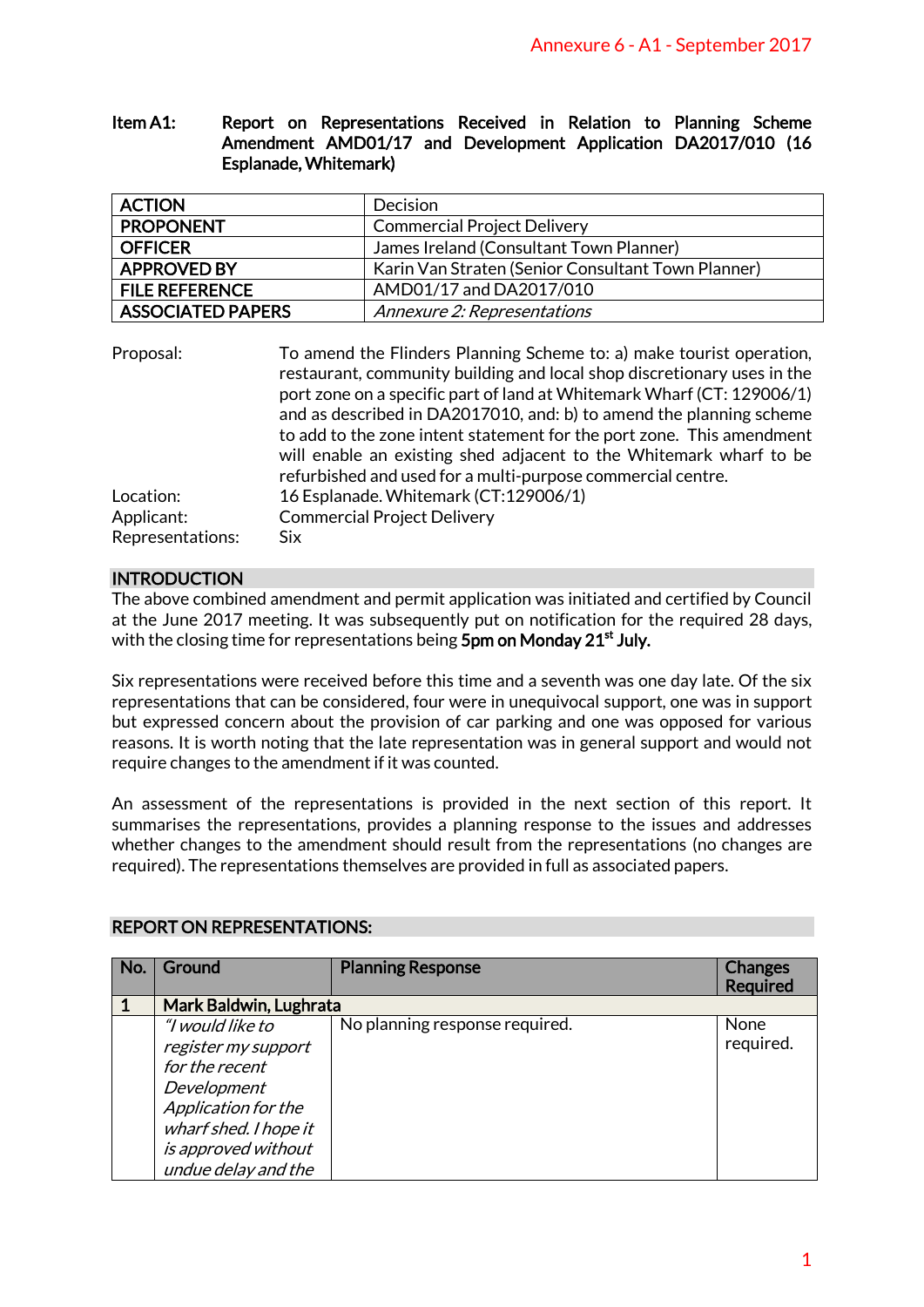Annexure 6 - A1 - September 2017

**Item A1: Report on Representations Received in Relation to Planning Scheme Amendment AMD01/17 and Development Application DA2017/010 (16 Esplanade, Whitemark)**

| **ACTION** | Decision |
|---|---|
| **PROPONENT** | Commercial Project Delivery |
| **OFFICER** | James Ireland (Consultant Town Planner) |
| **APPROVED BY** | Karin Van Straten (Senior Consultant Town Planner) |
| **FILE REFERENCE** | AMD01/17 and DA2017/010 |
| **ASSOCIATED PAPERS** | *Annexure 2: Representations* |

Proposal: To amend the Flinders Planning Scheme to: a) make tourist operation, restaurant, community building and local shop discretionary uses in the port zone on a specific part of land at Whitemark Wharf (CT: 129006/1) and as described in DA2017010, and: b) to amend the planning scheme to add to the zone intent statement for the port zone. This amendment will enable an existing shed adjacent to the Whitemark wharf to be refurbished and used for a multi-purpose commercial centre.

Location: 16 Esplanade. Whitemark (CT:129006/1)

Applicant: Commercial Project Delivery

Representations: Six

## INTRODUCTION

The above combined amendment and permit application was initiated and certified by Council at the June 2017 meeting. It was subsequently put on notification for the required 28 days, with the closing time for representations being **5pm on Monday 21st July.**

Six representations were received before this time and a seventh was one day late. Of the six representations that can be considered, four were in unequivocal support, one was in support but expressed concern about the provision of car parking and one was opposed for various reasons. It is worth noting that the late representation was in general support and would not require changes to the amendment if it was counted.

An assessment of the representations is provided in the next section of this report. It summarises the representations, provides a planning response to the issues and addresses whether changes to the amendment should result from the representations (no changes are required). The representations themselves are provided in full as associated papers.

## REPORT ON REPRESENTATIONS:

| No. | Ground | Planning Response | Changes Required |
|---|---|---|---|
| **1** | **Mark Baldwin, Lughrata** | | |
| | *"I would like to register my support for the recent Development Application for the wharf shed. I hope it is approved without undue delay and the* | No planning response required. | None required. |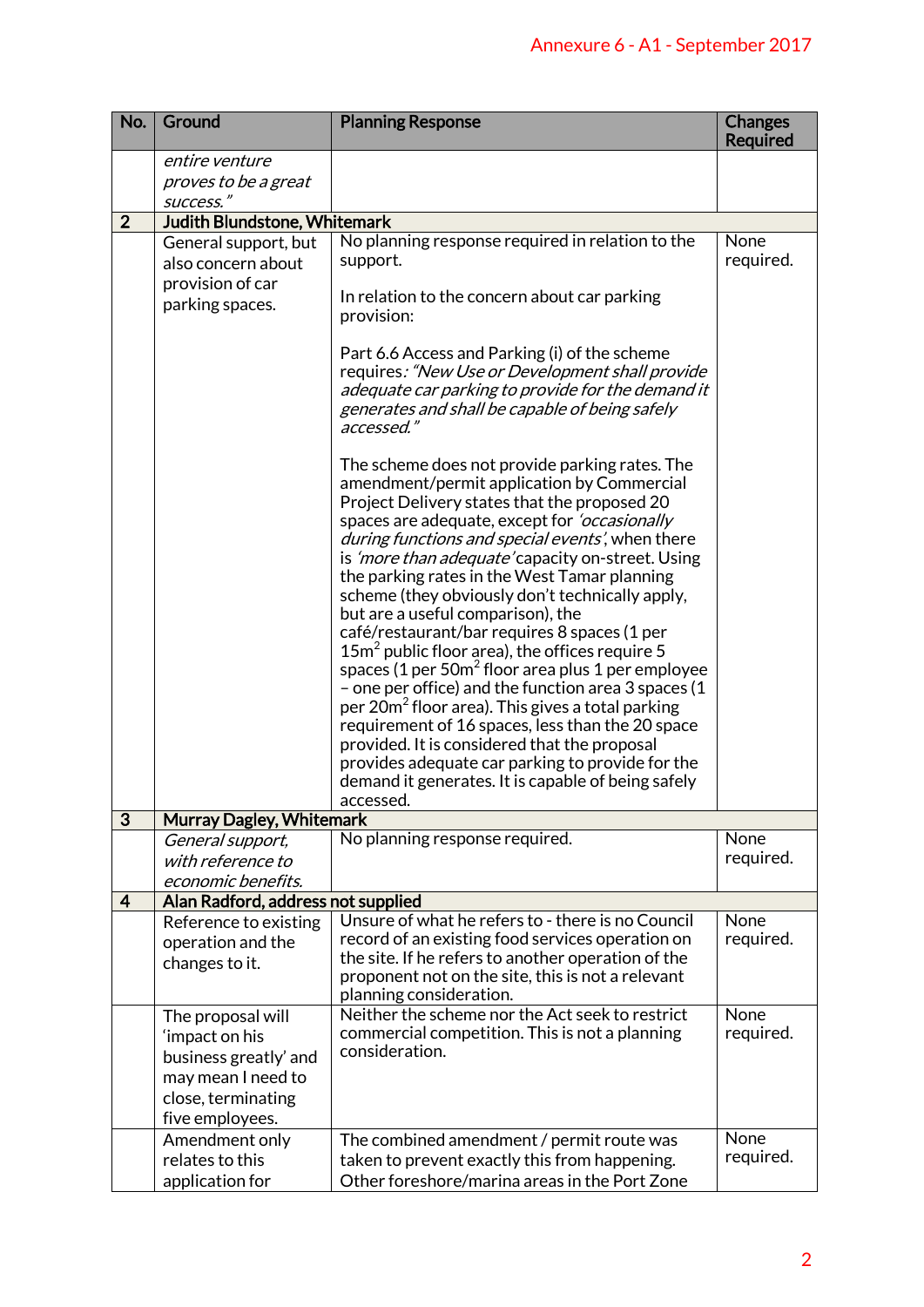| No. | Ground | Planning Response | Changes Required |
|---|---|---|---|
| | *entire venture proves to be a great success."* | | |
| **2** | **Judith Blundstone, Whitemark** | | |
| | General support, but also concern about provision of car parking spaces. | No planning response required in relation to the support.<br><br>In relation to the concern about car parking provision:<br><br>Part 6.6 Access and Parking (i) of the scheme requires*: "New Use or Development shall provide adequate car parking to provide for the demand it generates and shall be capable of being safely accessed."*<br><br>The scheme does not provide parking rates. The amendment/permit application by Commercial Project Delivery states that the proposed 20 spaces are adequate, except for *'occasionally during functions and special events'*, when there is *'more than adequate'* capacity on-street. Using the parking rates in the West Tamar planning scheme (they obviously don't technically apply, but are a useful comparison), the café/restaurant/bar requires 8 spaces (1 per 15m$^2$ public floor area), the offices require 5 spaces (1 per 50m$^2$ floor area plus 1 per employee – one per office) and the function area 3 spaces (1 per 20m$^2$ floor area). This gives a total parking requirement of 16 spaces, less than the 20 space provided. It is considered that the proposal provides adequate car parking to provide for the demand it generates. It is capable of being safely accessed. | None required. |
| **3** | **Murray Dagley, Whitemark** | | |
| | *General support, with reference to economic benefits.* | No planning response required. | None required. |
| **4** | **Alan Radford, address not supplied** | | |
| | Reference to existing operation and the changes to it. | Unsure of what he refers to - there is no Council record of an existing food services operation on the site. If he refers to another operation of the proponent not on the site, this is not a relevant planning consideration. | None required. |
| | The proposal will 'impact on his business greatly' and may mean I need to close, terminating five employees. | Neither the scheme nor the Act seek to restrict commercial competition. This is not a planning consideration. | None required. |
| | Amendment only relates to this application for | The combined amendment / permit route was taken to prevent exactly this from happening. Other foreshore/marina areas in the Port Zone | None required. |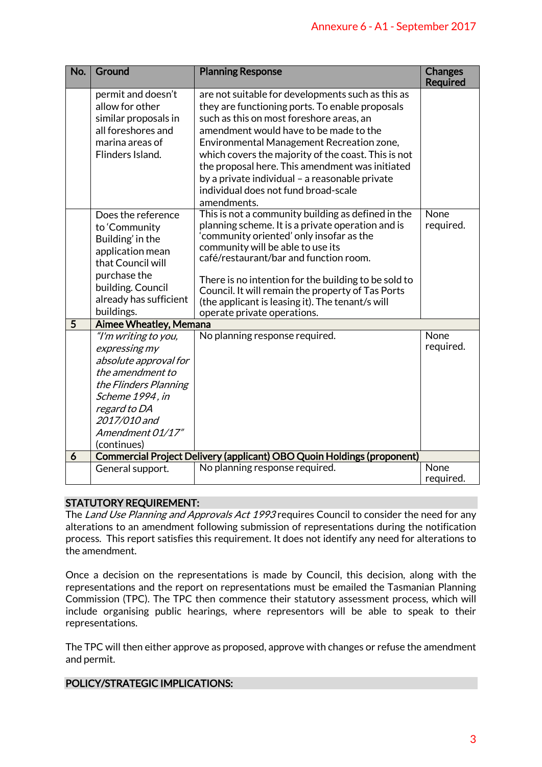| No. | Ground | Planning Response | Changes Required |
|---|---|---|---|
| | permit and doesn't allow for other similar proposals in all foreshores and marina areas of Flinders Island. | are not suitable for developments such as this as they are functioning ports. To enable proposals such as this on most foreshore areas, an amendment would have to be made to the Environmental Management Recreation zone, which covers the majority of the coast. This is not the proposal here. This amendment was initiated by a private individual – a reasonable private individual does not fund broad-scale amendments. | |
| | Does the reference to 'Community Building' in the application mean that Council will purchase the building. Council already has sufficient buildings. | This is not a community building as defined in the planning scheme. It is a private operation and is 'community oriented' only insofar as the community will be able to use its café/restaurant/bar and function room.<br><br>There is no intention for the building to be sold to Council. It will remain the property of Tas Ports (the applicant is leasing it). The tenant/s will operate private operations. | None required. |
| **5** | **Aimee Wheatley, Memana** | | |
| | *"I'm writing to you, expressing my absolute approval for the amendment to the Flinders Planning Scheme 1994, in regard to DA 2017/010 and Amendment 01/17"* (continues) | No planning response required. | None required. |
| **6** | **Commercial Project Delivery (applicant) OBO Quoin Holdings (proponent)** | | |
| | General support. | No planning response required. | None required. |

## STATUTORY REQUIREMENT:

The *Land Use Planning and Approvals Act 1993* requires Council to consider the need for any alterations to an amendment following submission of representations during the notification process. This report satisfies this requirement. It does not identify any need for alterations to the amendment.

Once a decision on the representations is made by Council, this decision, along with the representations and the report on representations must be emailed the Tasmanian Planning Commission (TPC). The TPC then commence their statutory assessment process, which will include organising public hearings, where representors will be able to speak to their representations.

The TPC will then either approve as proposed, approve with changes or refuse the amendment and permit.

## POLICY/STRATEGIC IMPLICATIONS: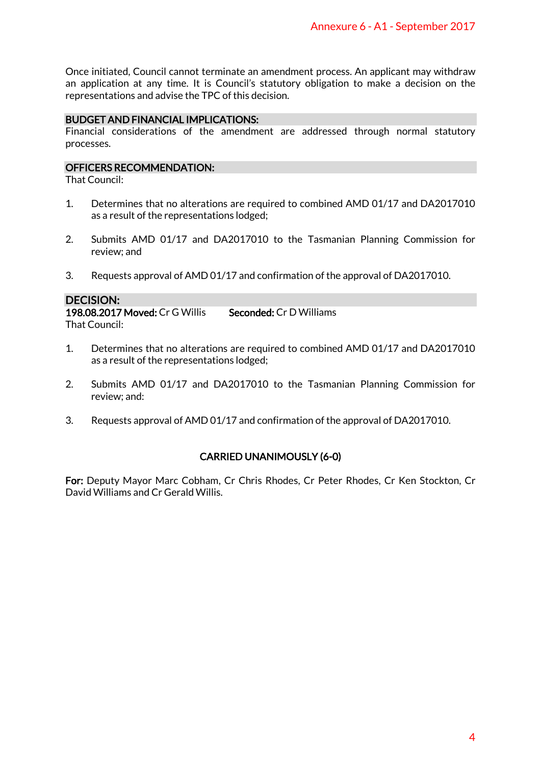Once initiated, Council cannot terminate an amendment process. An applicant may withdraw an application at any time. It is Council's statutory obligation to make a decision on the representations and advise the TPC of this decision.

## BUDGET AND FINANCIAL IMPLICATIONS:

Financial considerations of the amendment are addressed through normal statutory processes.

## OFFICERS RECOMMENDATION:

That Council:

1. Determines that no alterations are required to combined AMD 01/17 and DA2017010 as a result of the representations lodged;
2. Submits AMD 01/17 and DA2017010 to the Tasmanian Planning Commission for review; and
3. Requests approval of AMD 01/17 and confirmation of the approval of DA2017010.

## DECISION:

**198.08.2017 Moved:** Cr G Willis **Seconded:** Cr D Williams

That Council:

1. Determines that no alterations are required to combined AMD 01/17 and DA2017010 as a result of the representations lodged;
2. Submits AMD 01/17 and DA2017010 to the Tasmanian Planning Commission for review; and:
3. Requests approval of AMD 01/17 and confirmation of the approval of DA2017010.

**CARRIED UNANIMOUSLY (6-0)**

**For:** Deputy Mayor Marc Cobham, Cr Chris Rhodes, Cr Peter Rhodes, Cr Ken Stockton, Cr David Williams and Cr Gerald Willis.